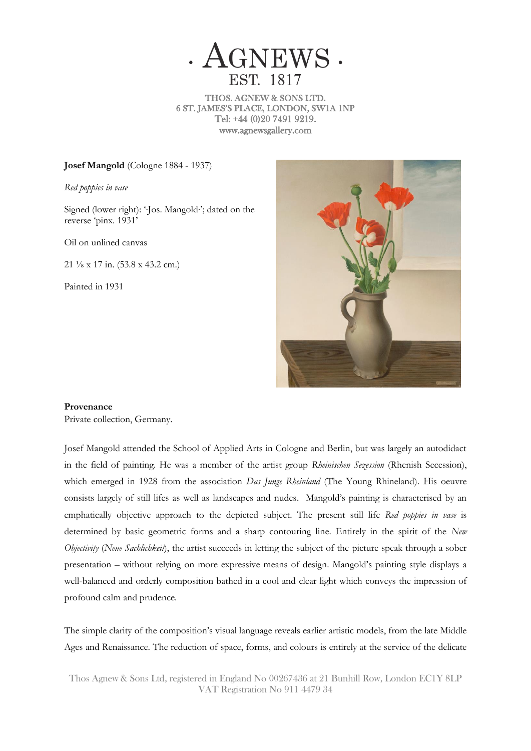· AGNEWS ·
EST. 1817

THOS. AGNEW & SONS LTD.
6 ST. JAMES'S PLACE, LONDON, SW1A 1NP
Tel: +44 (0)20 7491 9219.
www.agnewsgallery.com

**Josef Mangold** (Cologne 1884 - 1937)

*Red poppies in vase*

Signed (lower right): '·Jos. Mangold·'; dated on the reverse 'pinx. 1931'

Oil on unlined canvas

21 ⅛ x 17 in. (53.8 x 43.2 cm.)

Painted in 1931

**Provenance**
Private collection, Germany.

Josef Mangold attended the School of Applied Arts in Cologne and Berlin, but was largely an autodidact in the field of painting. He was a member of the artist group *Rheinischen Sezession* (Rhenish Secession), which emerged in 1928 from the association *Das Junge Rheinland* (The Young Rhineland). His oeuvre consists largely of still lifes as well as landscapes and nudes. Mangold's painting is characterised by an emphatically objective approach to the depicted subject. The present still life *Red poppies in vase* is determined by basic geometric forms and a sharp contouring line. Entirely in the spirit of the *New Objectivity* (*Neue Sachlichkeit*), the artist succeeds in letting the subject of the picture speak through a sober presentation – without relying on more expressive means of design. Mangold's painting style displays a well-balanced and orderly composition bathed in a cool and clear light which conveys the impression of profound calm and prudence.

The simple clarity of the composition's visual language reveals earlier artistic models, from the late Middle Ages and Renaissance. The reduction of space, forms, and colours is entirely at the service of the delicate

Thos Agnew & Sons Ltd, registered in England No 00267436 at 21 Bunhill Row, London EC1Y 8LP
VAT Registration No 911 4479 34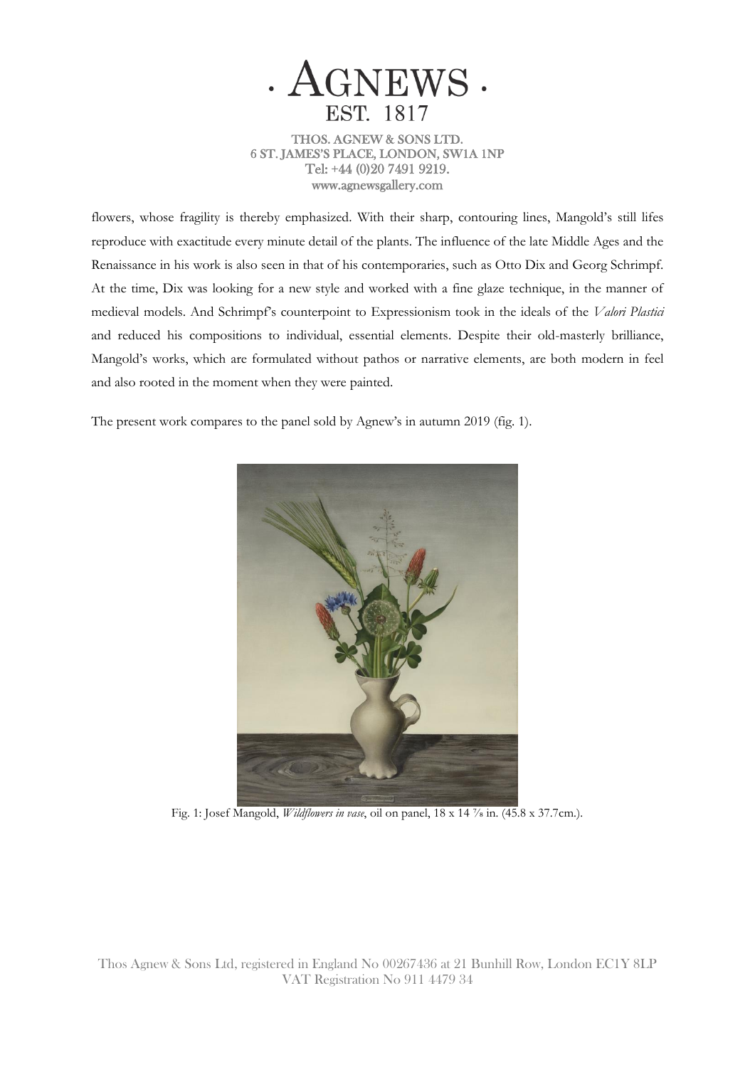flowers, whose fragility is thereby emphasized. With their sharp, contouring lines, Mangold's still lifes reproduce with exactitude every minute detail of the plants. The influence of the late Middle Ages and the Renaissance in his work is also seen in that of his contemporaries, such as Otto Dix and Georg Schrimpf. At the time, Dix was looking for a new style and worked with a fine glaze technique, in the manner of medieval models. And Schrimpf's counterpoint to Expressionism took in the ideals of the *Valori Plastici* and reduced his compositions to individual, essential elements. Despite their old-masterly brilliance, Mangold's works, which are formulated without pathos or narrative elements, are both modern in feel and also rooted in the moment when they were painted.

The present work compares to the panel sold by Agnew's in autumn 2019 (fig. 1).

Fig. 1: Josef Mangold, *Wildflowers in vase*, oil on panel, 18 x 14 ⅞ in. (45.8 x 37.7cm.).